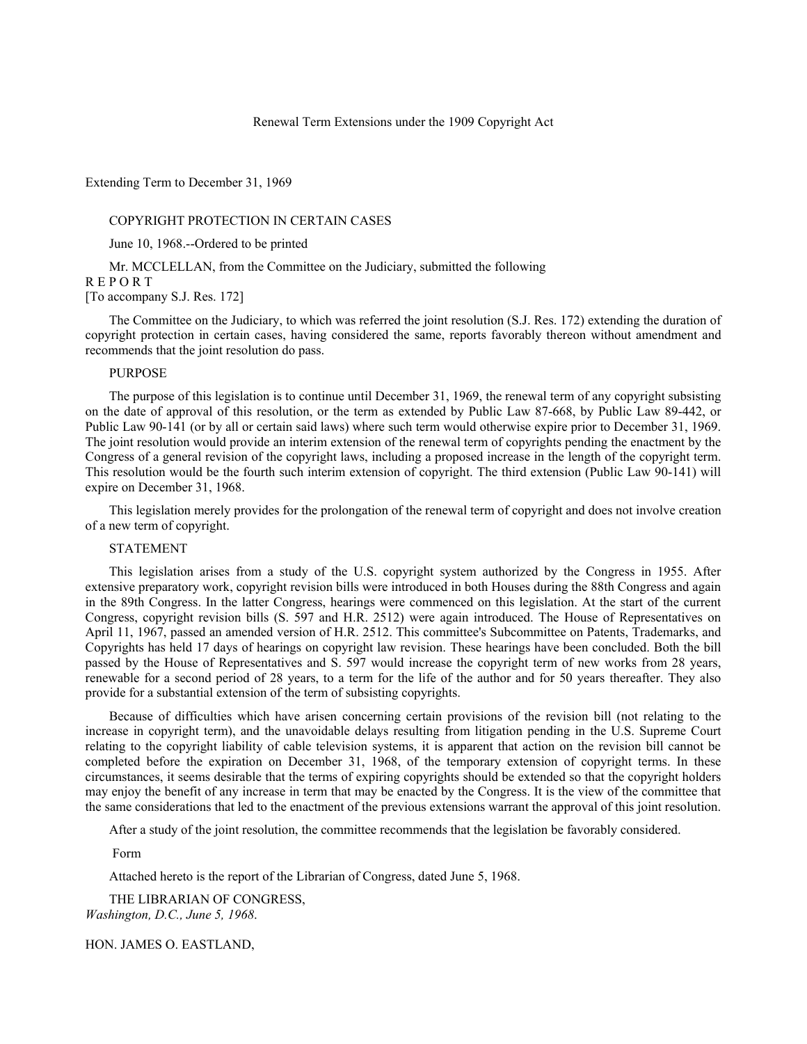# Renewal Term Extensions under the 1909 Copyright Act

## Extending Term to December 31, 1969

COPYRIGHT PROTECTION IN CERTAIN CASES

June 10, 1968.--Ordered to be printed

Mr. MCCLELLAN, from the Committee on the Judiciary, submitted the following

R E P O R T

[To accompany S.J. Res. 172]

The Committee on the Judiciary, to which was referred the joint resolution (S.J. Res. 172) extending the duration of copyright protection in certain cases, having considered the same, reports favorably thereon without amendment and recommends that the joint resolution do pass.

PURPOSE

The purpose of this legislation is to continue until December 31, 1969, the renewal term of any copyright subsisting on the date of approval of this resolution, or the term as extended by Public Law 87-668, by Public Law 89-442, or Public Law 90-141 (or by all or certain said laws) where such term would otherwise expire prior to December 31, 1969. The joint resolution would provide an interim extension of the renewal term of copyrights pending the enactment by the Congress of a general revision of the copyright laws, including a proposed increase in the length of the copyright term. This resolution would be the fourth such interim extension of copyright. The third extension (Public Law 90-141) will expire on December 31, 1968.

This legislation merely provides for the prolongation of the renewal term of copyright and does not involve creation of a new term of copyright.

STATEMENT

This legislation arises from a study of the U.S. copyright system authorized by the Congress in 1955. After extensive preparatory work, copyright revision bills were introduced in both Houses during the 88th Congress and again in the 89th Congress. In the latter Congress, hearings were commenced on this legislation. At the start of the current Congress, copyright revision bills (S. 597 and H.R. 2512) were again introduced. The House of Representatives on April 11, 1967, passed an amended version of H.R. 2512. This committee's Subcommittee on Patents, Trademarks, and Copyrights has held 17 days of hearings on copyright law revision. These hearings have been concluded. Both the bill passed by the House of Representatives and S. 597 would increase the copyright term of new works from 28 years, renewable for a second period of 28 years, to a term for the life of the author and for 50 years thereafter. They also provide for a substantial extension of the term of subsisting copyrights.

Because of difficulties which have arisen concerning certain provisions of the revision bill (not relating to the increase in copyright term), and the unavoidable delays resulting from litigation pending in the U.S. Supreme Court relating to the copyright liability of cable television systems, it is apparent that action on the revision bill cannot be completed before the expiration on December 31, 1968, of the temporary extension of copyright terms. In these circumstances, it seems desirable that the terms of expiring copyrights should be extended so that the copyright holders may enjoy the benefit of any increase in term that may be enacted by the Congress. It is the view of the committee that the same considerations that led to the enactment of the previous extensions warrant the approval of this joint resolution.

After a study of the joint resolution, the committee recommends that the legislation be favorably considered.

Form

Attached hereto is the report of the Librarian of Congress, dated June 5, 1968.

THE LIBRARIAN OF CONGRESS,
*Washington, D.C., June 5, 1968.*

HON. JAMES O. EASTLAND,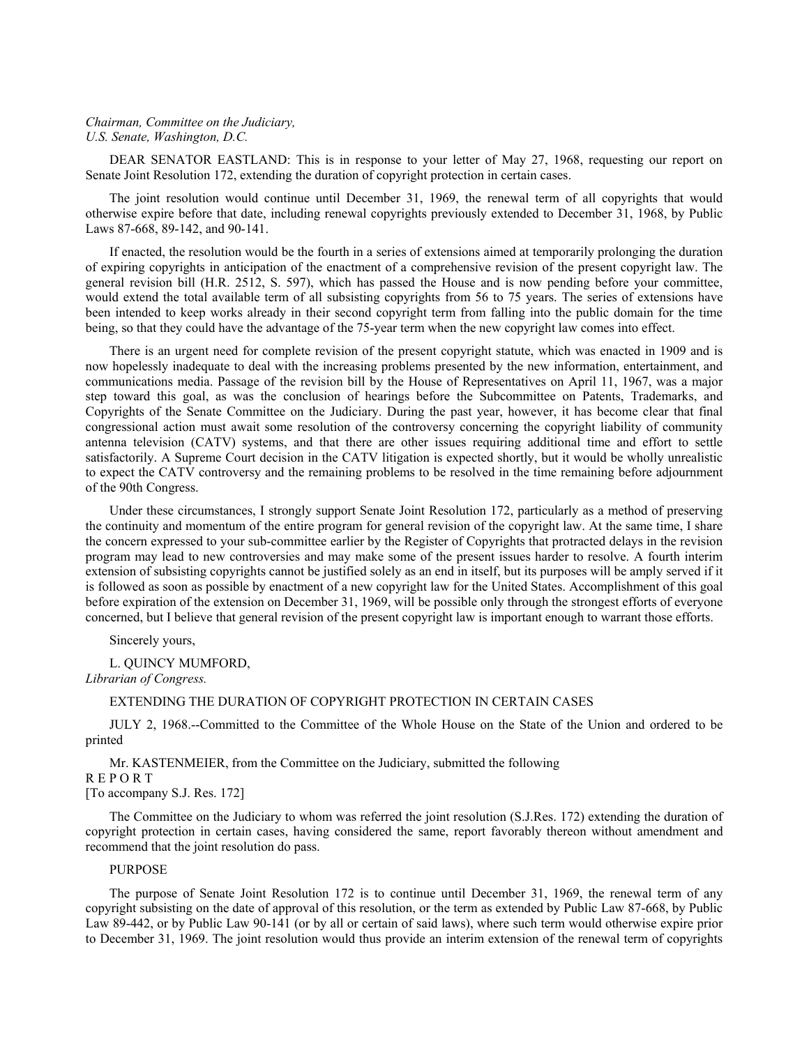*Chairman, Committee on the Judiciary,*
*U.S. Senate, Washington, D.C.*

DEAR SENATOR EASTLAND: This is in response to your letter of May 27, 1968, requesting our report on Senate Joint Resolution 172, extending the duration of copyright protection in certain cases.

The joint resolution would continue until December 31, 1969, the renewal term of all copyrights that would otherwise expire before that date, including renewal copyrights previously extended to December 31, 1968, by Public Laws 87-668, 89-142, and 90-141.

If enacted, the resolution would be the fourth in a series of extensions aimed at temporarily prolonging the duration of expiring copyrights in anticipation of the enactment of a comprehensive revision of the present copyright law. The general revision bill (H.R. 2512, S. 597), which has passed the House and is now pending before your committee, would extend the total available term of all subsisting copyrights from 56 to 75 years. The series of extensions have been intended to keep works already in their second copyright term from falling into the public domain for the time being, so that they could have the advantage of the 75-year term when the new copyright law comes into effect.

There is an urgent need for complete revision of the present copyright statute, which was enacted in 1909 and is now hopelessly inadequate to deal with the increasing problems presented by the new information, entertainment, and communications media. Passage of the revision bill by the House of Representatives on April 11, 1967, was a major step toward this goal, as was the conclusion of hearings before the Subcommittee on Patents, Trademarks, and Copyrights of the Senate Committee on the Judiciary. During the past year, however, it has become clear that final congressional action must await some resolution of the controversy concerning the copyright liability of community antenna television (CATV) systems, and that there are other issues requiring additional time and effort to settle satisfactorily. A Supreme Court decision in the CATV litigation is expected shortly, but it would be wholly unrealistic to expect the CATV controversy and the remaining problems to be resolved in the time remaining before adjournment of the 90th Congress.

Under these circumstances, I strongly support Senate Joint Resolution 172, particularly as a method of preserving the continuity and momentum of the entire program for general revision of the copyright law. At the same time, I share the concern expressed to your sub-committee earlier by the Register of Copyrights that protracted delays in the revision program may lead to new controversies and may make some of the present issues harder to resolve. A fourth interim extension of subsisting copyrights cannot be justified solely as an end in itself, but its purposes will be amply served if it is followed as soon as possible by enactment of a new copyright law for the United States. Accomplishment of this goal before expiration of the extension on December 31, 1969, will be possible only through the strongest efforts of everyone concerned, but I believe that general revision of the present copyright law is important enough to warrant those efforts.

Sincerely yours,

L. QUINCY MUMFORD,
*Librarian of Congress.*

EXTENDING THE DURATION OF COPYRIGHT PROTECTION IN CERTAIN CASES

JULY 2, 1968.--Committed to the Committee of the Whole House on the State of the Union and ordered to be printed

Mr. KASTENMEIER, from the Committee on the Judiciary, submitted the following

R E P O R T

[To accompany S.J. Res. 172]

The Committee on the Judiciary to whom was referred the joint resolution (S.J.Res. 172) extending the duration of copyright protection in certain cases, having considered the same, report favorably thereon without amendment and recommend that the joint resolution do pass.

PURPOSE

The purpose of Senate Joint Resolution 172 is to continue until December 31, 1969, the renewal term of any copyright subsisting on the date of approval of this resolution, or the term as extended by Public Law 87-668, by Public Law 89-442, or by Public Law 90-141 (or by all or certain of said laws), where such term would otherwise expire prior to December 31, 1969. The joint resolution would thus provide an interim extension of the renewal term of copyrights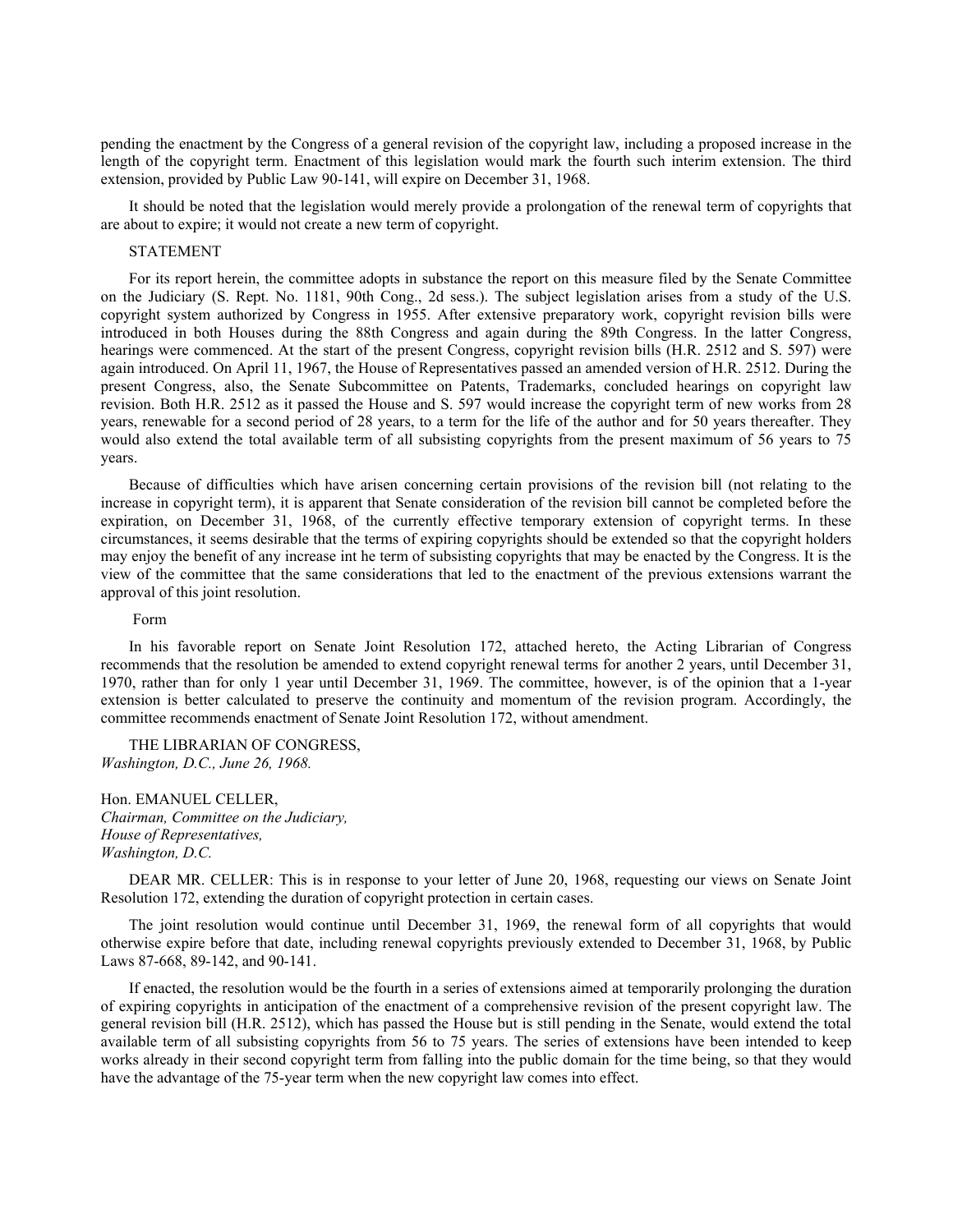pending the enactment by the Congress of a general revision of the copyright law, including a proposed increase in the length of the copyright term. Enactment of this legislation would mark the fourth such interim extension. The third extension, provided by Public Law 90-141, will expire on December 31, 1968.

It should be noted that the legislation would merely provide a prolongation of the renewal term of copyrights that are about to expire; it would not create a new term of copyright.

STATEMENT

For its report herein, the committee adopts in substance the report on this measure filed by the Senate Committee on the Judiciary (S. Rept. No. 1181, 90th Cong., 2d sess.). The subject legislation arises from a study of the U.S. copyright system authorized by Congress in 1955. After extensive preparatory work, copyright revision bills were introduced in both Houses during the 88th Congress and again during the 89th Congress. In the latter Congress, hearings were commenced. At the start of the present Congress, copyright revision bills (H.R. 2512 and S. 597) were again introduced. On April 11, 1967, the House of Representatives passed an amended version of H.R. 2512. During the present Congress, also, the Senate Subcommittee on Patents, Trademarks, concluded hearings on copyright law revision. Both H.R. 2512 as it passed the House and S. 597 would increase the copyright term of new works from 28 years, renewable for a second period of 28 years, to a term for the life of the author and for 50 years thereafter. They would also extend the total available term of all subsisting copyrights from the present maximum of 56 years to 75 years.

Because of difficulties which have arisen concerning certain provisions of the revision bill (not relating to the increase in copyright term), it is apparent that Senate consideration of the revision bill cannot be completed before the expiration, on December 31, 1968, of the currently effective temporary extension of copyright terms. In these circumstances, it seems desirable that the terms of expiring copyrights should be extended so that the copyright holders may enjoy the benefit of any increase int he term of subsisting copyrights that may be enacted by the Congress. It is the view of the committee that the same considerations that led to the enactment of the previous extensions warrant the approval of this joint resolution.

Form

In his favorable report on Senate Joint Resolution 172, attached hereto, the Acting Librarian of Congress recommends that the resolution be amended to extend copyright renewal terms for another 2 years, until December 31, 1970, rather than for only 1 year until December 31, 1969. The committee, however, is of the opinion that a 1-year extension is better calculated to preserve the continuity and momentum of the revision program. Accordingly, the committee recommends enactment of Senate Joint Resolution 172, without amendment.

THE LIBRARIAN OF CONGRESS,
*Washington, D.C., June 26, 1968.*

Hon. EMANUEL CELLER,
*Chairman, Committee on the Judiciary,*
*House of Representatives,*
*Washington, D.C.*

DEAR MR. CELLER: This is in response to your letter of June 20, 1968, requesting our views on Senate Joint Resolution 172, extending the duration of copyright protection in certain cases.

The joint resolution would continue until December 31, 1969, the renewal form of all copyrights that would otherwise expire before that date, including renewal copyrights previously extended to December 31, 1968, by Public Laws 87-668, 89-142, and 90-141.

If enacted, the resolution would be the fourth in a series of extensions aimed at temporarily prolonging the duration of expiring copyrights in anticipation of the enactment of a comprehensive revision of the present copyright law. The general revision bill (H.R. 2512), which has passed the House but is still pending in the Senate, would extend the total available term of all subsisting copyrights from 56 to 75 years. The series of extensions have been intended to keep works already in their second copyright term from falling into the public domain for the time being, so that they would have the advantage of the 75-year term when the new copyright law comes into effect.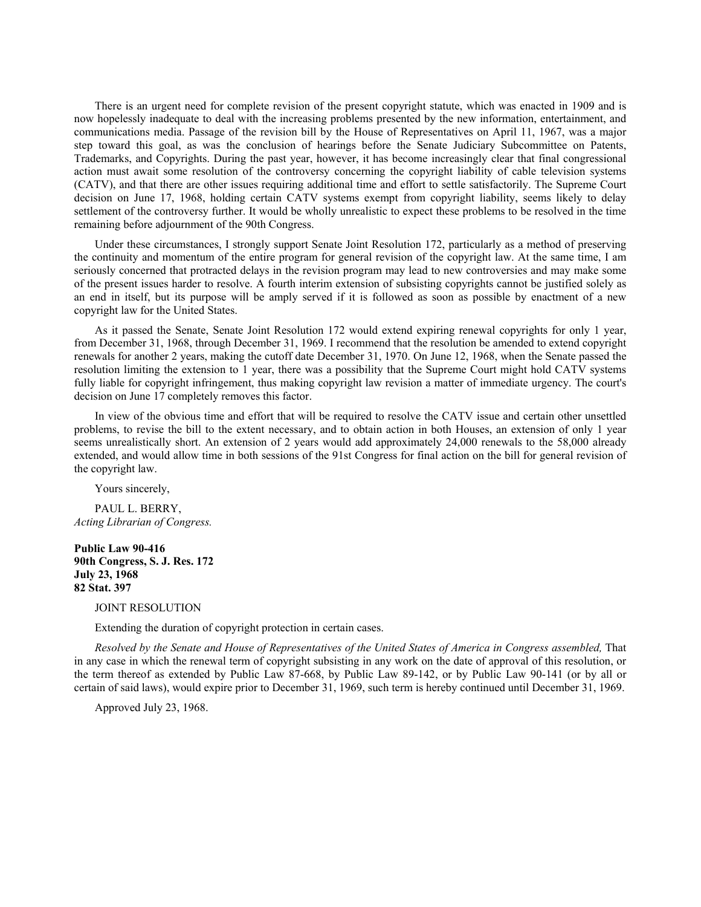There is an urgent need for complete revision of the present copyright statute, which was enacted in 1909 and is now hopelessly inadequate to deal with the increasing problems presented by the new information, entertainment, and communications media. Passage of the revision bill by the House of Representatives on April 11, 1967, was a major step toward this goal, as was the conclusion of hearings before the Senate Judiciary Subcommittee on Patents, Trademarks, and Copyrights. During the past year, however, it has become increasingly clear that final congressional action must await some resolution of the controversy concerning the copyright liability of cable television systems (CATV), and that there are other issues requiring additional time and effort to settle satisfactorily. The Supreme Court decision on June 17, 1968, holding certain CATV systems exempt from copyright liability, seems likely to delay settlement of the controversy further. It would be wholly unrealistic to expect these problems to be resolved in the time remaining before adjournment of the 90th Congress.

Under these circumstances, I strongly support Senate Joint Resolution 172, particularly as a method of preserving the continuity and momentum of the entire program for general revision of the copyright law. At the same time, I am seriously concerned that protracted delays in the revision program may lead to new controversies and may make some of the present issues harder to resolve. A fourth interim extension of subsisting copyrights cannot be justified solely as an end in itself, but its purpose will be amply served if it is followed as soon as possible by enactment of a new copyright law for the United States.

As it passed the Senate, Senate Joint Resolution 172 would extend expiring renewal copyrights for only 1 year, from December 31, 1968, through December 31, 1969. I recommend that the resolution be amended to extend copyright renewals for another 2 years, making the cutoff date December 31, 1970. On June 12, 1968, when the Senate passed the resolution limiting the extension to 1 year, there was a possibility that the Supreme Court might hold CATV systems fully liable for copyright infringement, thus making copyright law revision a matter of immediate urgency. The court's decision on June 17 completely removes this factor.

In view of the obvious time and effort that will be required to resolve the CATV issue and certain other unsettled problems, to revise the bill to the extent necessary, and to obtain action in both Houses, an extension of only 1 year seems unrealistically short. An extension of 2 years would add approximately 24,000 renewals to the 58,000 already extended, and would allow time in both sessions of the 91st Congress for final action on the bill for general revision of the copyright law.

Yours sincerely,

PAUL L. BERRY,
*Acting Librarian of Congress.*

**Public Law 90-416**
**90th Congress, S. J. Res. 172**
**July 23, 1968**
**82 Stat. 397**

JOINT RESOLUTION

Extending the duration of copyright protection in certain cases.

*Resolved by the Senate and House of Representatives of the United States of America in Congress assembled,* That in any case in which the renewal term of copyright subsisting in any work on the date of approval of this resolution, or the term thereof as extended by Public Law 87-668, by Public Law 89-142, or by Public Law 90-141 (or by all or certain of said laws), would expire prior to December 31, 1969, such term is hereby continued until December 31, 1969.

Approved July 23, 1968.